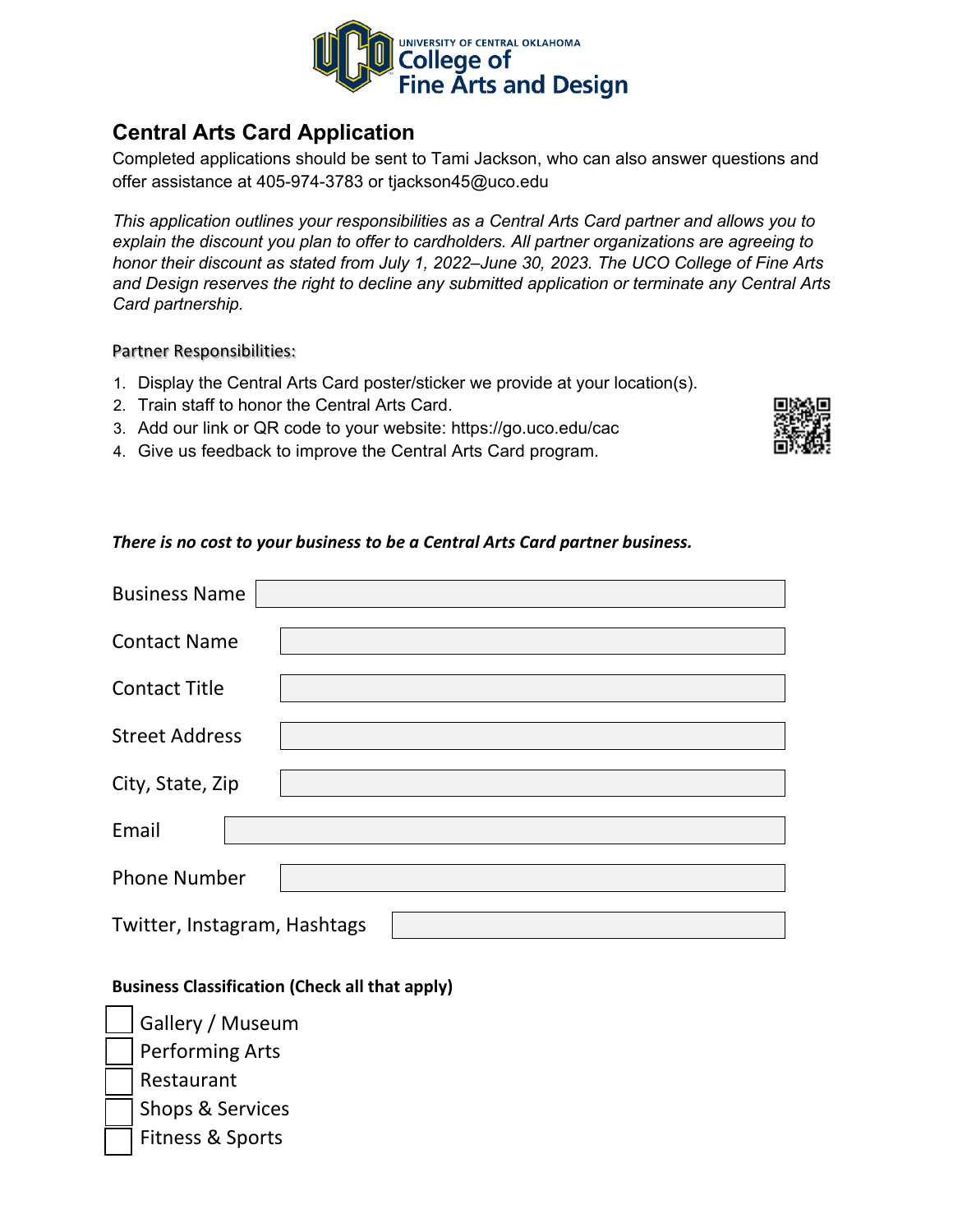UNIVERSITY OF CENTRAL OKLAHOMA
College of Fine Arts and Design

## Central Arts Card Application

Completed applications should be sent to Tami Jackson, who can also answer questions and offer assistance at 405-974-3783 or tjackson45@uco.edu

*This application outlines your responsibilities as a Central Arts Card partner and allows you to explain the discount you plan to offer to cardholders. All partner organizations are agreeing to honor their discount as stated from July 1, 2022–June 30, 2023. The UCO College of Fine Arts and Design reserves the right to decline any submitted application or terminate any Central Arts Card partnership.*

Partner Responsibilities:

1. Display the Central Arts Card poster/sticker we provide at your location(s).
2. Train staff to honor the Central Arts Card.
3. Add our link or QR code to your website: https://go.uco.edu/cac
4. Give us feedback to improve the Central Arts Card program.

***There is no cost to your business to be a Central Arts Card partner business.***

Business Name ____________________

Contact Name ____________________

Contact Title ____________________

Street Address ____________________

City, State, Zip ____________________

Email ____________________

Phone Number ____________________

Twitter, Instagram, Hashtags ____________________

**Business Classification (Check all that apply)**

- [ ] Gallery / Museum
- [ ] Performing Arts
- [ ] Restaurant
- [ ] Shops & Services
- [ ] Fitness & Sports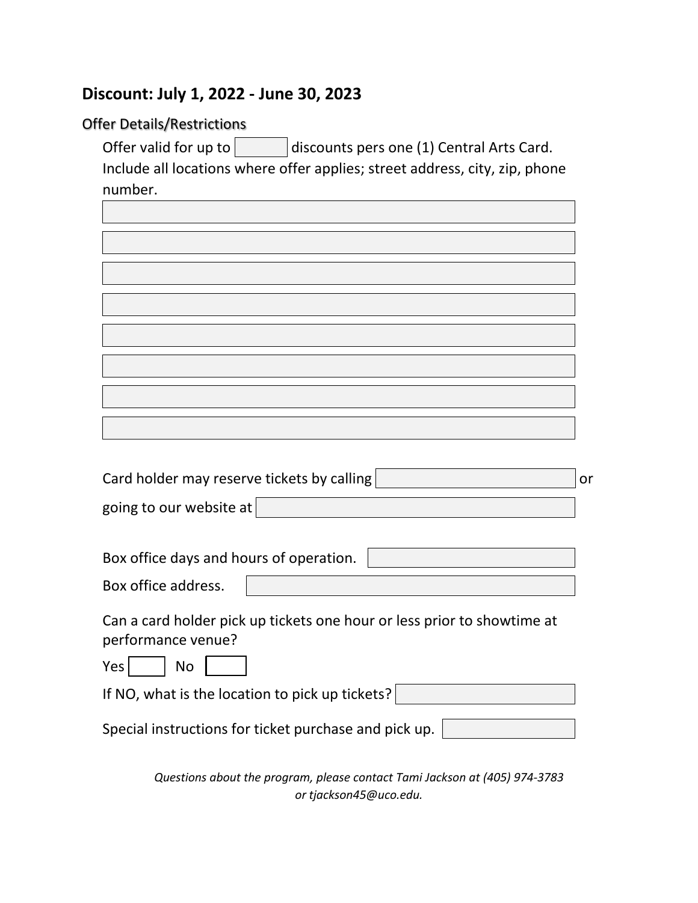## Discount: July 1, 2022 - June 30, 2023

### Offer Details/Restrictions

Offer valid for up to ______ discounts pers one (1) Central Arts Card.
Include all locations where offer applies; street address, city, zip, phone number.

Card holder may reserve tickets by calling ______ or going to our website at ______

Box office days and hours of operation. ______

Box office address. ______

Can a card holder pick up tickets one hour or less prior to showtime at performance venue?

Yes ______ No ______

If NO, what is the location to pick up tickets? ______

Special instructions for ticket purchase and pick up. ______

*Questions about the program, please contact Tami Jackson at (405) 974-3783 or tjackson45@uco.edu.*